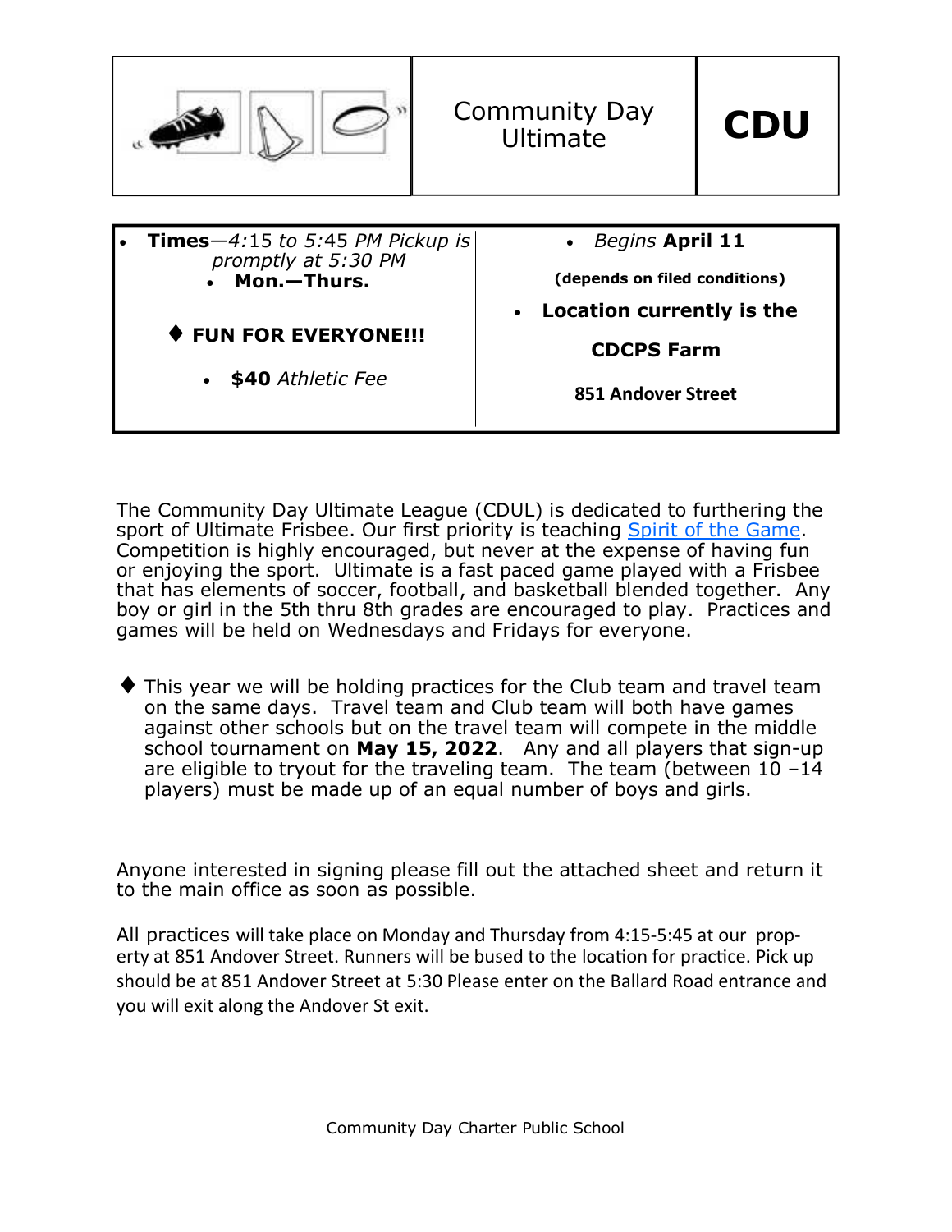| | Community Day Ultimate | **CDU** |
|---|---|---|

- **Times**—*4:15 to 5:45 PM Pickup is promptly at 5:30 PM*
    - **Mon.—Thurs.**
- ♦ **FUN FOR EVERYONE!!!**
    - **$40** *Athletic Fee*

- *Begins* **April 11**

  **(depends on filed conditions)**

- **Location currently is the**

  **CDCPS Farm**

  **851 Andover Street**

The Community Day Ultimate League (CDUL) is dedicated to furthering the sport of Ultimate Frisbee. Our first priority is teaching [Spirit of the Game](). Competition is highly encouraged, but never at the expense of having fun or enjoying the sport. Ultimate is a fast paced game played with a Frisbee that has elements of soccer, football, and basketball blended together. Any boy or girl in the 5th thru 8th grades are encouraged to play. Practices and games will be held on Wednesdays and Fridays for everyone.

♦ This year we will be holding practices for the Club team and travel team on the same days. Travel team and Club team will both have games against other schools but on the travel team will compete in the middle school tournament on **May 15, 2022**. Any and all players that sign-up are eligible to tryout for the traveling team. The team (between 10 –14 players) must be made up of an equal number of boys and girls.

Anyone interested in signing please fill out the attached sheet and return it to the main office as soon as possible.

All practices will take place on Monday and Thursday from 4:15-5:45 at our property at 851 Andover Street. Runners will be bused to the location for practice. Pick up should be at 851 Andover Street at 5:30 Please enter on the Ballard Road entrance and you will exit along the Andover St exit.

Community Day Charter Public School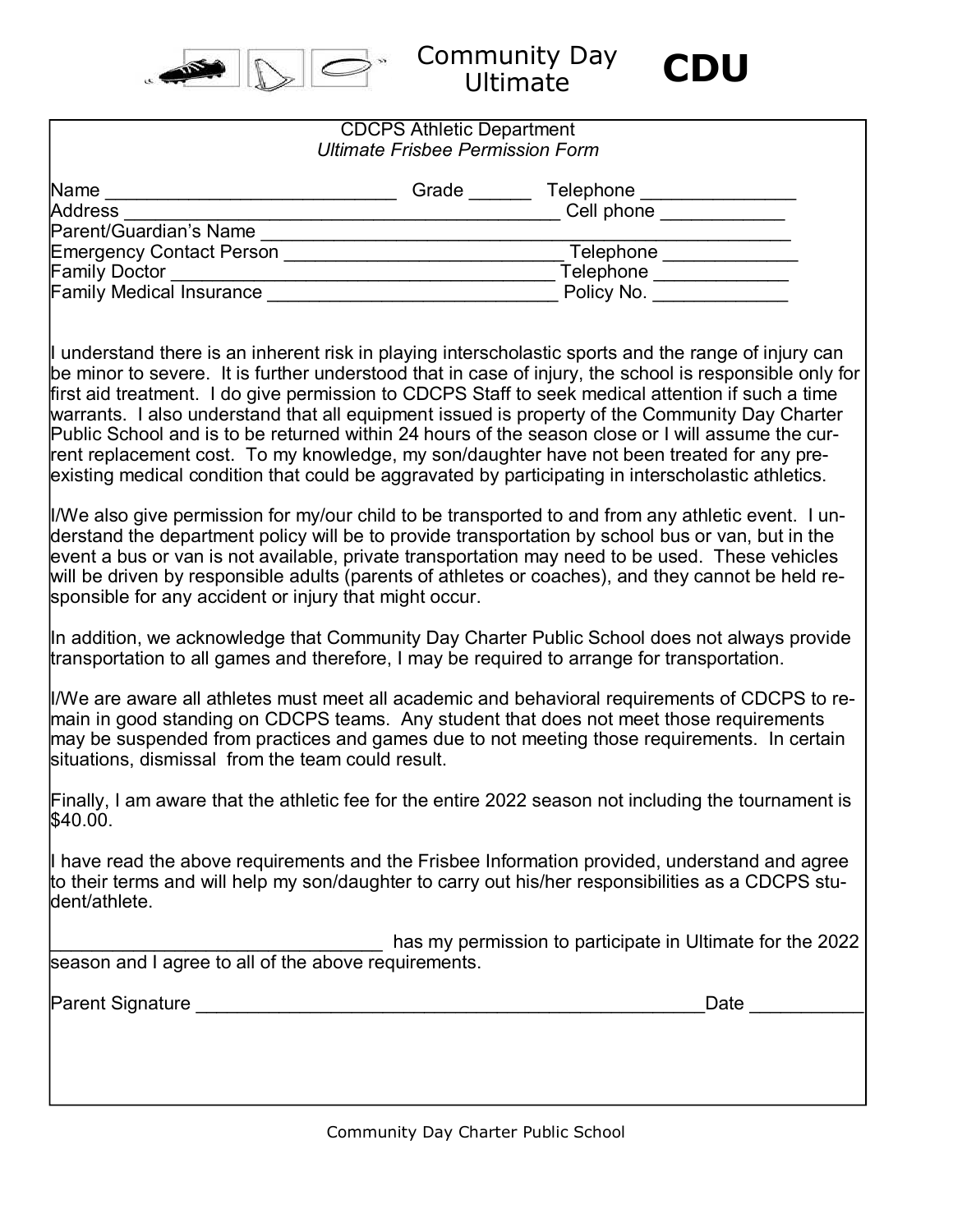Community Day Ultimate **CDU**

CDCPS Athletic Department

*Ultimate Frisbee Permission Form*

Name ____________________________ Grade ______ Telephone _______________
Address ____________________________________________ Cell phone ____________
Parent/Guardian's Name ____________________________________________________
Emergency Contact Person ___________________________ Telephone _____________
Family Doctor ____________________________________ Telephone _____________
Family Medical Insurance ___________________________ Policy No. _____________

I understand there is an inherent risk in playing interscholastic sports and the range of injury can be minor to severe. It is further understood that in case of injury, the school is responsible only for first aid treatment. I do give permission to CDCPS Staff to seek medical attention if such a time warrants. I also understand that all equipment issued is property of the Community Day Charter Public School and is to be returned within 24 hours of the season close or I will assume the current replacement cost. To my knowledge, my son/daughter have not been treated for any pre-existing medical condition that could be aggravated by participating in interscholastic athletics.

I/We also give permission for my/our child to be transported to and from any athletic event. I understand the department policy will be to provide transportation by school bus or van, but in the event a bus or van is not available, private transportation may need to be used. These vehicles will be driven by responsible adults (parents of athletes or coaches), and they cannot be held responsible for any accident or injury that might occur.

In addition, we acknowledge that Community Day Charter Public School does not always provide transportation to all games and therefore, I may be required to arrange for transportation.

I/We are aware all athletes must meet all academic and behavioral requirements of CDCPS to remain in good standing on CDCPS teams. Any student that does not meet those requirements may be suspended from practices and games due to not meeting those requirements. In certain situations, dismissal from the team could result.

Finally, I am aware that the athletic fee for the entire 2022 season not including the tournament is $40.00.

I have read the above requirements and the Frisbee Information provided, understand and agree to their terms and will help my son/daughter to carry out his/her responsibilities as a CDCPS student/athlete.

________________________________ has my permission to participate in Ultimate for the 2022 season and I agree to all of the above requirements.

Parent Signature _________________________________________________Date ___________

Community Day Charter Public School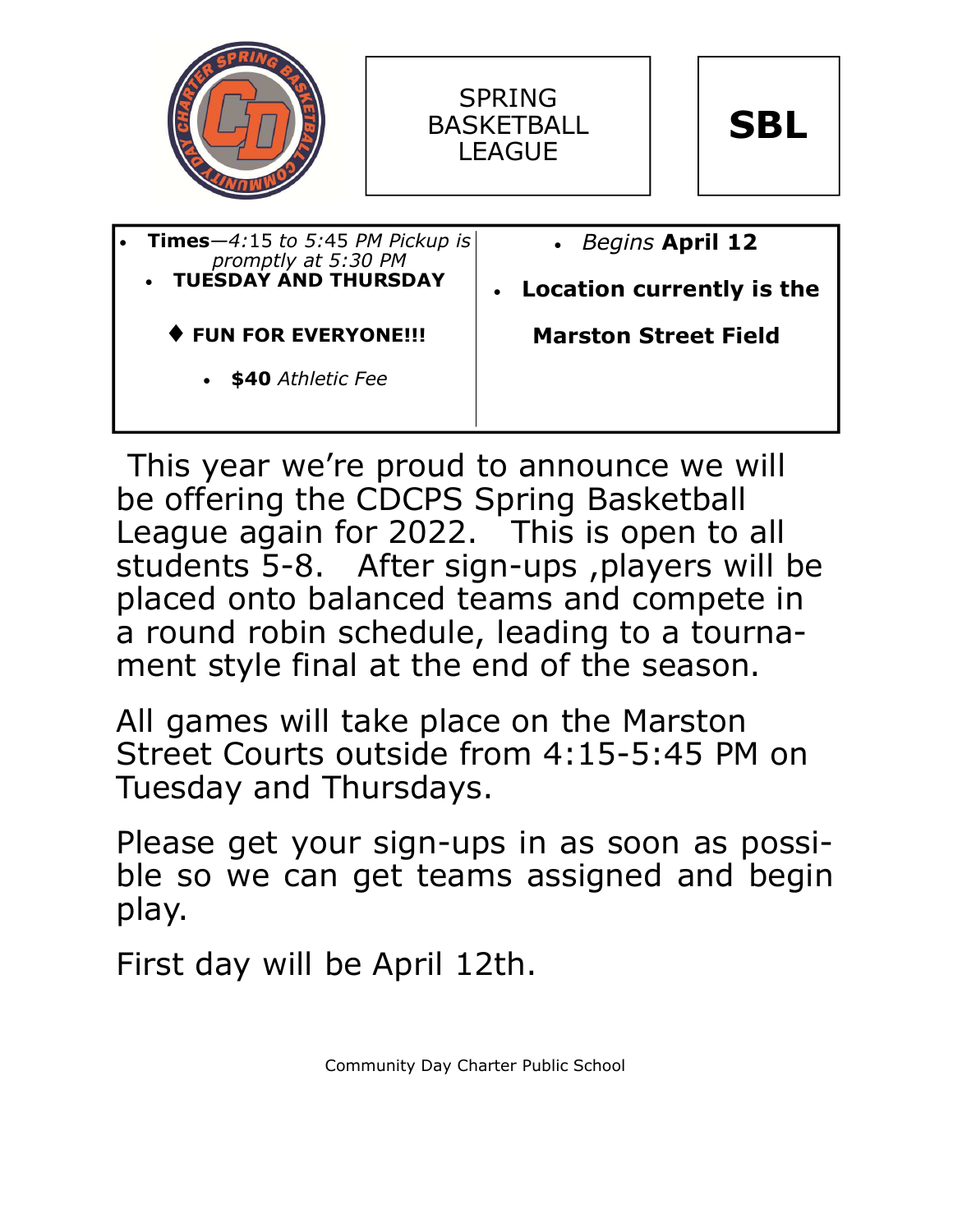# SPRING BASKETBALL LEAGUE

# SBL

| | |
|---|---|
| • **Times**—*4:15 to 5:45 PM Pickup is promptly at 5:30 PM*<br>• **TUESDAY AND THURSDAY**<br><br>♦ **FUN FOR EVERYONE!!!**<br><br>• **$40** *Athletic Fee* | • *Begins* **April 12**<br><br>• **Location currently is the Marston Street Field** |

This year we're proud to announce we will be offering the CDCPS Spring Basketball League again for 2022. This is open to all students 5-8. After sign-ups ,players will be placed onto balanced teams and compete in a round robin schedule, leading to a tournament style final at the end of the season.

All games will take place on the Marston Street Courts outside from 4:15-5:45 PM on Tuesday and Thursdays.

Please get your sign-ups in as soon as possible so we can get teams assigned and begin play.

First day will be April 12th.

Community Day Charter Public School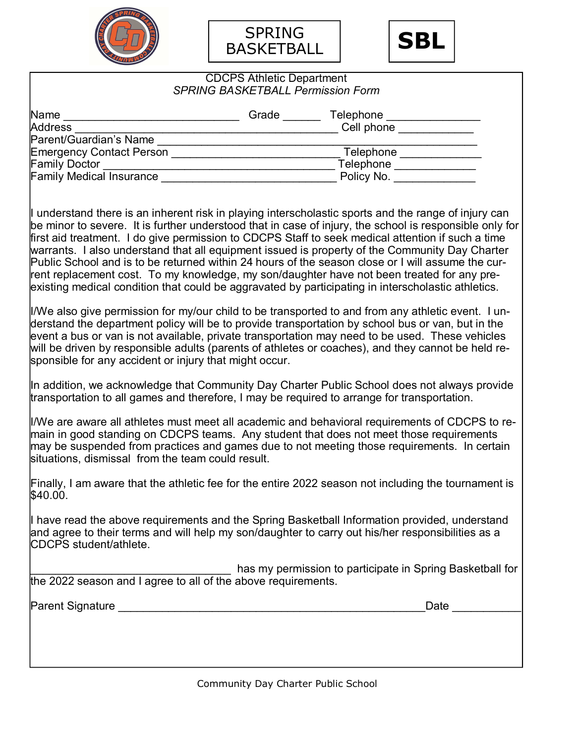SPRING BASKETBALL

**SBL**

CDCPS Athletic Department
*SPRING BASKETBALL Permission Form*

Name ___________________________ Grade ______ Telephone _______________
Address _________________________________________ Cell phone ____________
Parent/Guardian's Name __________________________________________________
Emergency Contact Person __________________________ Telephone _____________
Family Doctor ____________________________________ Telephone _____________
Family Medical Insurance ___________________________ Policy No. _____________

I understand there is an inherent risk in playing interscholastic sports and the range of injury can be minor to severe. It is further understood that in case of injury, the school is responsible only for first aid treatment. I do give permission to CDCPS Staff to seek medical attention if such a time warrants. I also understand that all equipment issued is property of the Community Day Charter Public School and is to be returned within 24 hours of the season close or I will assume the current replacement cost. To my knowledge, my son/daughter have not been treated for any pre-existing medical condition that could be aggravated by participating in interscholastic athletics.

I/We also give permission for my/our child to be transported to and from any athletic event. I understand the department policy will be to provide transportation by school bus or van, but in the event a bus or van is not available, private transportation may need to be used. These vehicles will be driven by responsible adults (parents of athletes or coaches), and they cannot be held responsible for any accident or injury that might occur.

In addition, we acknowledge that Community Day Charter Public School does not always provide transportation to all games and therefore, I may be required to arrange for transportation.

I/We are aware all athletes must meet all academic and behavioral requirements of CDCPS to remain in good standing on CDCPS teams. Any student that does not meet those requirements may be suspended from practices and games due to not meeting those requirements. In certain situations, dismissal from the team could result.

Finally, I am aware that the athletic fee for the entire 2022 season not including the tournament is $40.00.

I have read the above requirements and the Spring Basketball Information provided, understand and agree to their terms and will help my son/daughter to carry out his/her responsibilities as a CDCPS student/athlete.

________________________________ has my permission to participate in Spring Basketball for the 2022 season and I agree to all of the above requirements.

Parent Signature _________________________________________________ Date ___________

Community Day Charter Public School